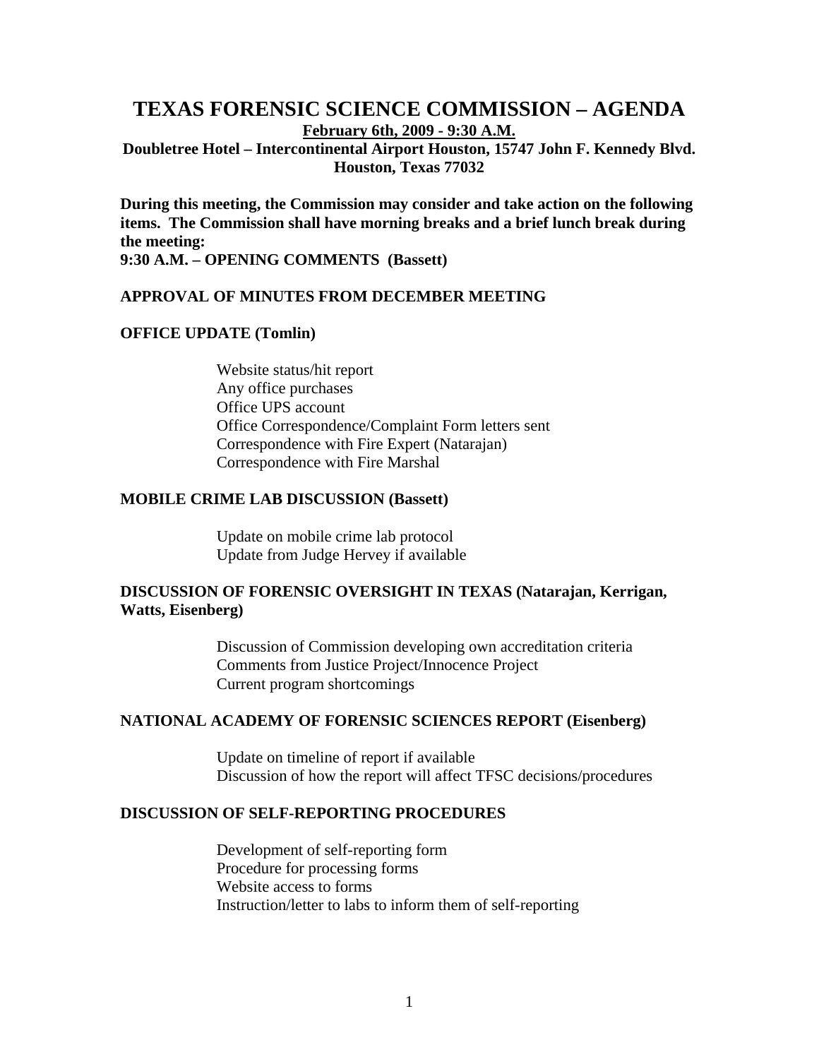# TEXAS FORENSIC SCIENCE COMMISSION – AGENDA

**February 6th, 2009 - 9:30 A.M.**

**Doubletree Hotel – Intercontinental Airport Houston, 15747 John F. Kennedy Blvd. Houston, Texas 77032**

**During this meeting, the Commission may consider and take action on the following items. The Commission shall have morning breaks and a brief lunch break during the meeting:**

**9:30 A.M. – OPENING COMMENTS (Bassett)**

**APPROVAL OF MINUTES FROM DECEMBER MEETING**

**OFFICE UPDATE (Tomlin)**

- Website status/hit report
- Any office purchases
- Office UPS account
- Office Correspondence/Complaint Form letters sent
- Correspondence with Fire Expert (Natarajan)
- Correspondence with Fire Marshal

**MOBILE CRIME LAB DISCUSSION (Bassett)**

- Update on mobile crime lab protocol
- Update from Judge Hervey if available

**DISCUSSION OF FORENSIC OVERSIGHT IN TEXAS (Natarajan, Kerrigan, Watts, Eisenberg)**

- Discussion of Commission developing own accreditation criteria
- Comments from Justice Project/Innocence Project
- Current program shortcomings

**NATIONAL ACADEMY OF FORENSIC SCIENCES REPORT (Eisenberg)**

- Update on timeline of report if available
- Discussion of how the report will affect TFSC decisions/procedures

**DISCUSSION OF SELF-REPORTING PROCEDURES**

- Development of self-reporting form
- Procedure for processing forms
- Website access to forms
- Instruction/letter to labs to inform them of self-reporting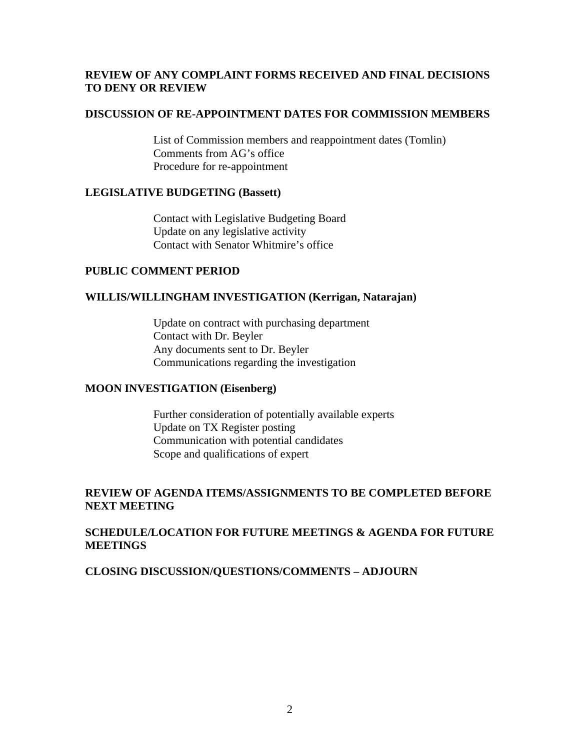**REVIEW OF ANY COMPLAINT FORMS RECEIVED AND FINAL DECISIONS TO DENY OR REVIEW**

**DISCUSSION OF RE-APPOINTMENT DATES FOR COMMISSION MEMBERS**

- List of Commission members and reappointment dates (Tomlin)
- Comments from AG's office
- Procedure for re-appointment

**LEGISLATIVE BUDGETING (Bassett)**

- Contact with Legislative Budgeting Board
- Update on any legislative activity
- Contact with Senator Whitmire's office

**PUBLIC COMMENT PERIOD**

**WILLIS/WILLINGHAM INVESTIGATION (Kerrigan, Natarajan)**

- Update on contract with purchasing department
- Contact with Dr. Beyler
- Any documents sent to Dr. Beyler
- Communications regarding the investigation

**MOON INVESTIGATION (Eisenberg)**

- Further consideration of potentially available experts
- Update on TX Register posting
- Communication with potential candidates
- Scope and qualifications of expert

**REVIEW OF AGENDA ITEMS/ASSIGNMENTS TO BE COMPLETED BEFORE NEXT MEETING**

**SCHEDULE/LOCATION FOR FUTURE MEETINGS & AGENDA FOR FUTURE MEETINGS**

**CLOSING DISCUSSION/QUESTIONS/COMMENTS – ADJOURN**